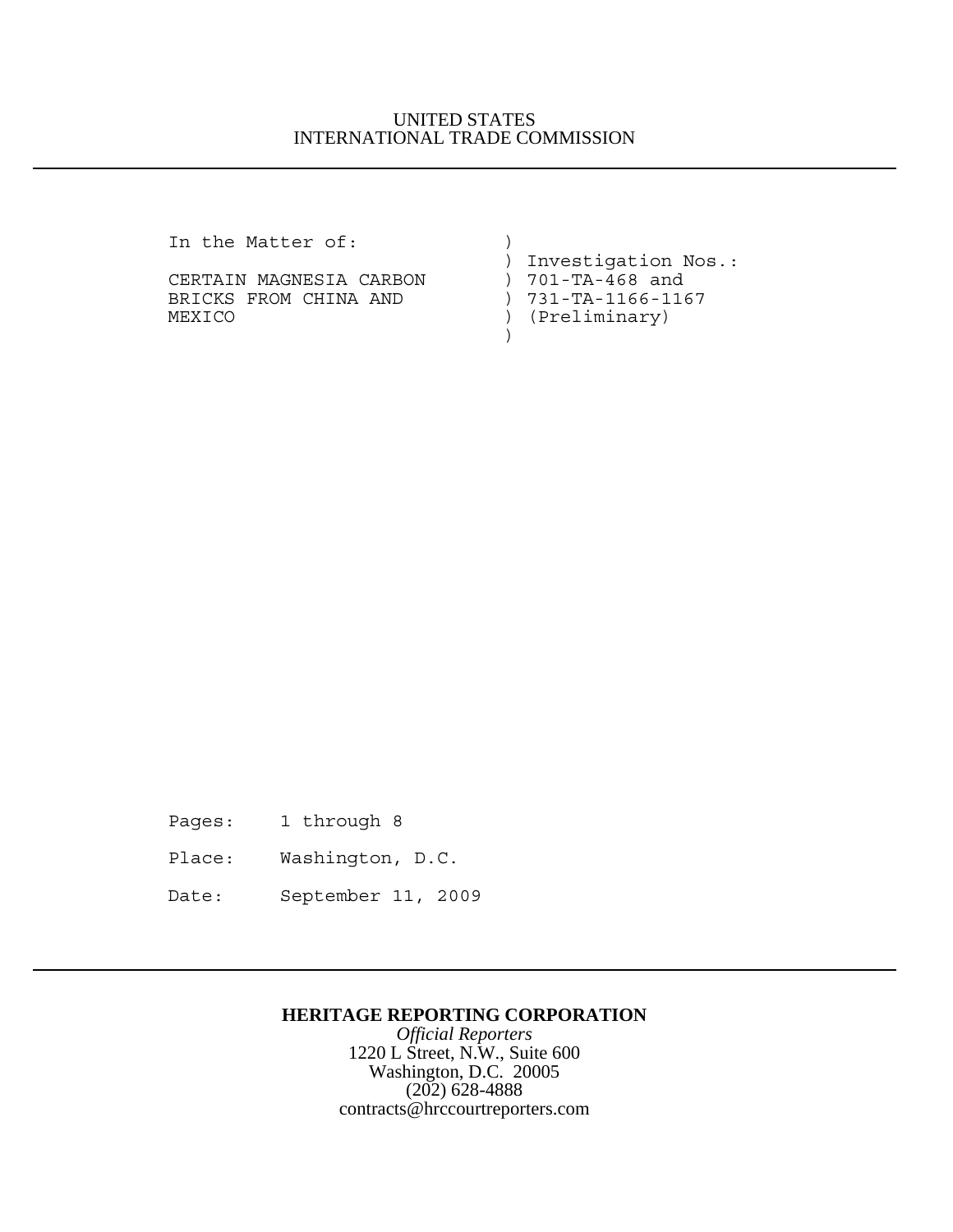UNITED STATES
INTERNATIONAL TRADE COMMISSION

---

```
In the Matter of:            )
                             ) Investigation Nos.:
CERTAIN MAGNESIA CARBON      ) 701-TA-468 and
BRICKS FROM CHINA AND        ) 731-TA-1166-1167
MEXICO                       ) (Preliminary)
                             )
```

Pages: 1 through 8

Place: Washington, D.C.

Date: September 11, 2009

---

**HERITAGE REPORTING CORPORATION**
*Official Reporters*
1220 L Street, N.W., Suite 600
Washington, D.C. 20005
(202) 628-4888
contracts@hrccourtreporters.com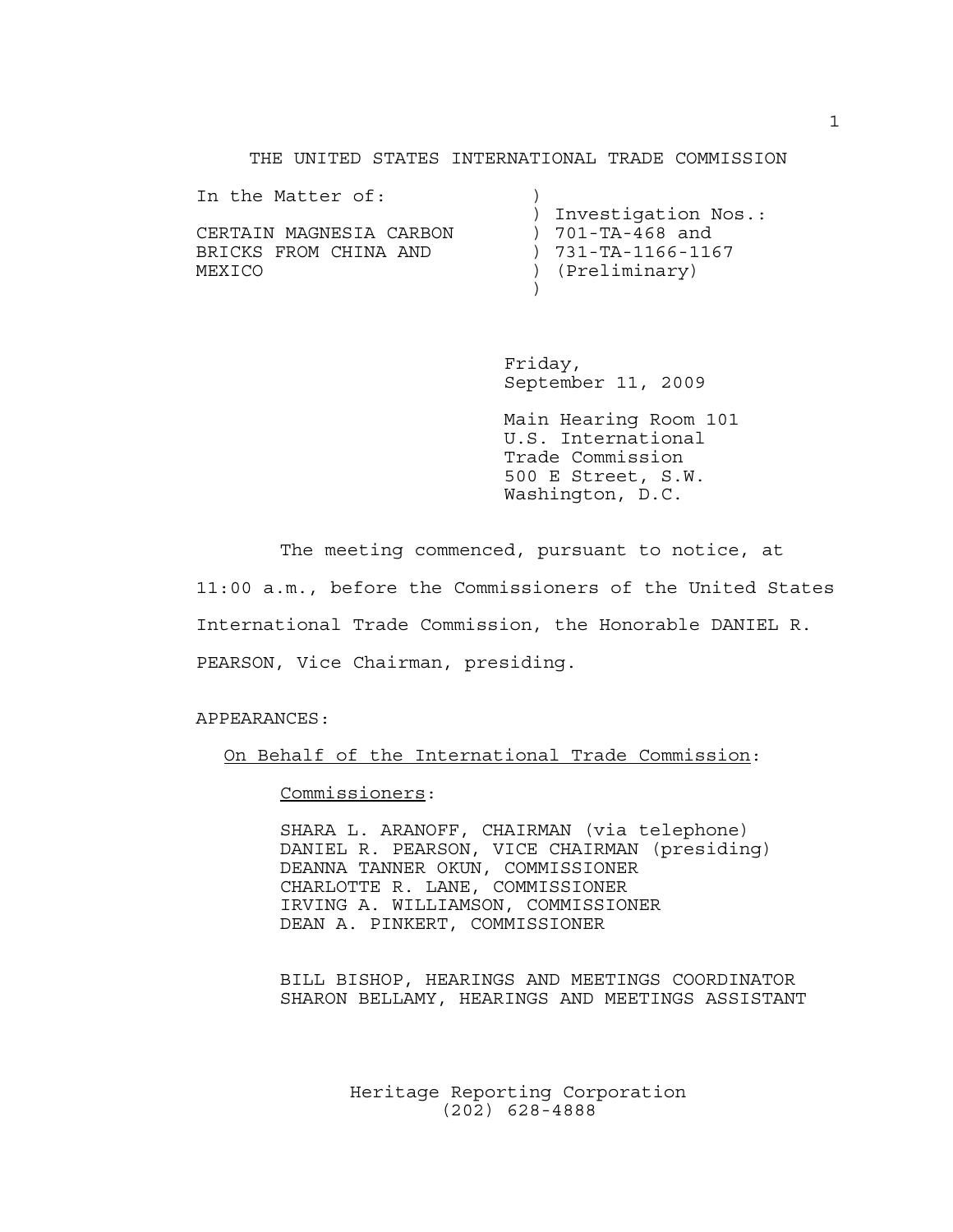THE UNITED STATES INTERNATIONAL TRADE COMMISSION

| In the Matter of: | ) |
|---|---|
| | ) Investigation Nos.: |
| CERTAIN MAGNESIA CARBON | ) 701-TA-468 and |
| BRICKS FROM CHINA AND | ) 731-TA-1166-1167 |
| MEXICO | ) (Preliminary) |
| | ) |

Friday,
September 11, 2009

Main Hearing Room 101
U.S. International
Trade Commission
500 E Street, S.W.
Washington, D.C.

The meeting commenced, pursuant to notice, at 11:00 a.m., before the Commissioners of the United States International Trade Commission, the Honorable DANIEL R. PEARSON, Vice Chairman, presiding.

APPEARANCES:

On Behalf of the International Trade Commission:

Commissioners:

SHARA L. ARANOFF, CHAIRMAN (via telephone)
DANIEL R. PEARSON, VICE CHAIRMAN (presiding)
DEANNA TANNER OKUN, COMMISSIONER
CHARLOTTE R. LANE, COMMISSIONER
IRVING A. WILLIAMSON, COMMISSIONER
DEAN A. PINKERT, COMMISSIONER

BILL BISHOP, HEARINGS AND MEETINGS COORDINATOR
SHARON BELLAMY, HEARINGS AND MEETINGS ASSISTANT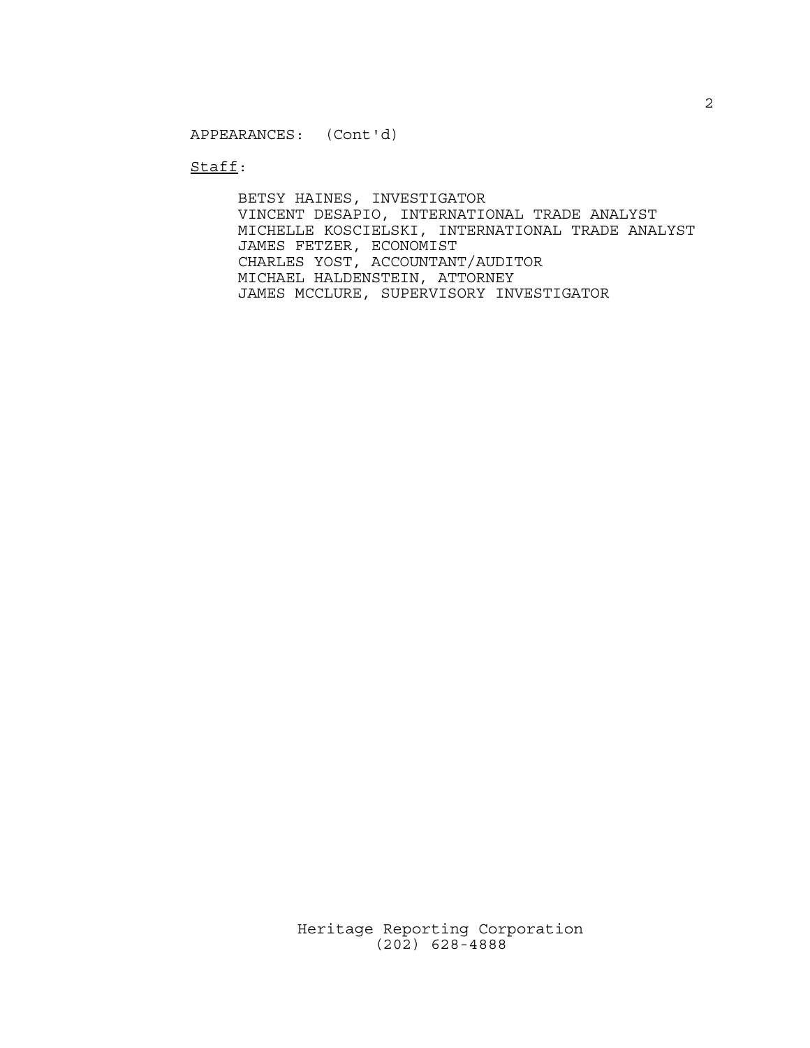APPEARANCES: (Cont'd)

<u>Staff</u>:

BETSY HAINES, INVESTIGATOR
VINCENT DESAPIO, INTERNATIONAL TRADE ANALYST
MICHELLE KOSCIELSKI, INTERNATIONAL TRADE ANALYST
JAMES FETZER, ECONOMIST
CHARLES YOST, ACCOUNTANT/AUDITOR
MICHAEL HALDENSTEIN, ATTORNEY
JAMES MCCLURE, SUPERVISORY INVESTIGATOR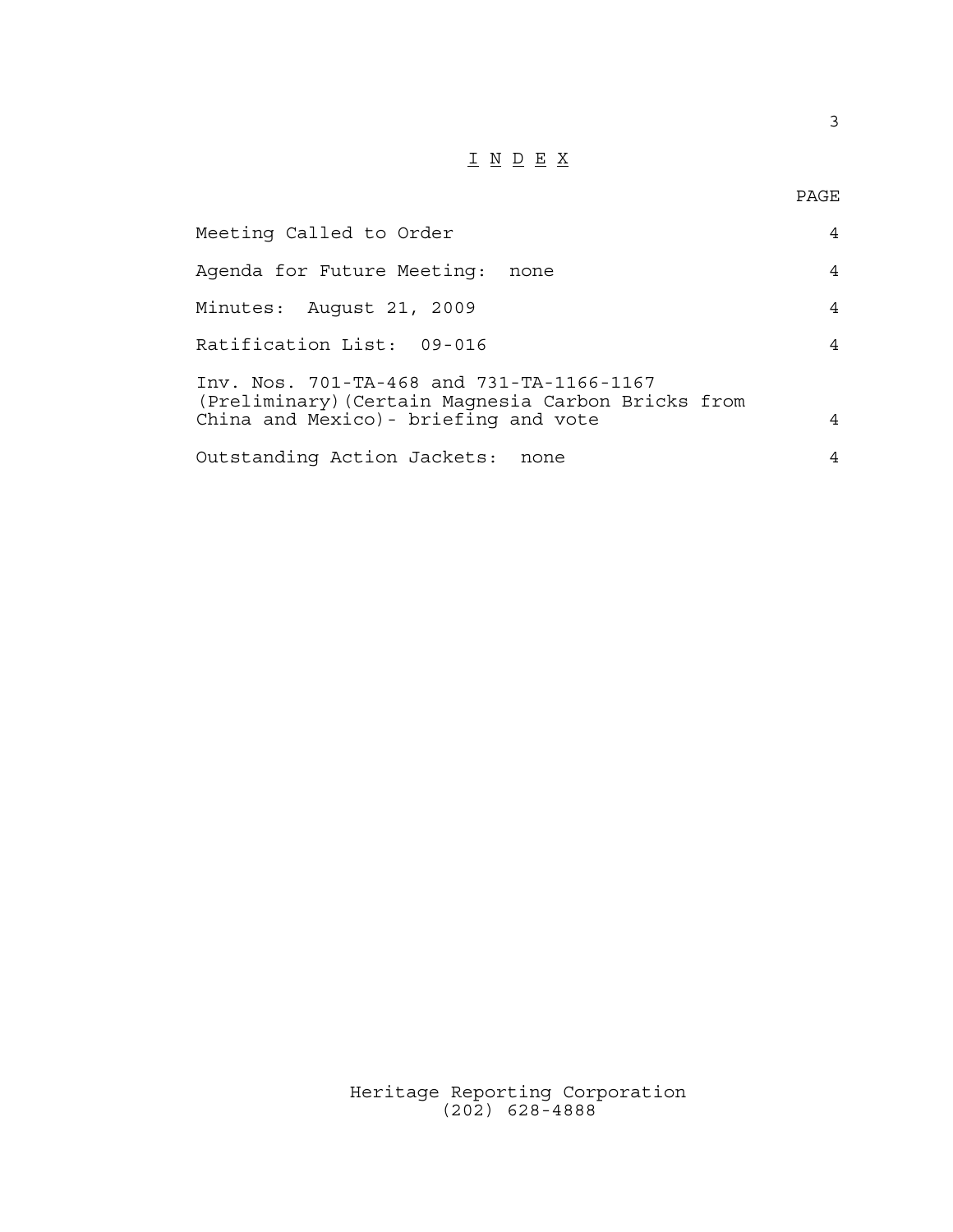# I N D E X

| | PAGE |
|---|---|
| Meeting Called to Order | 4 |
| Agenda for Future Meeting: none | 4 |
| Minutes: August 21, 2009 | 4 |
| Ratification List: 09-016 | 4 |
| Inv. Nos. 701-TA-468 and 731-TA-1166-1167 (Preliminary)(Certain Magnesia Carbon Bricks from China and Mexico)- briefing and vote | 4 |
| Outstanding Action Jackets: none | 4 |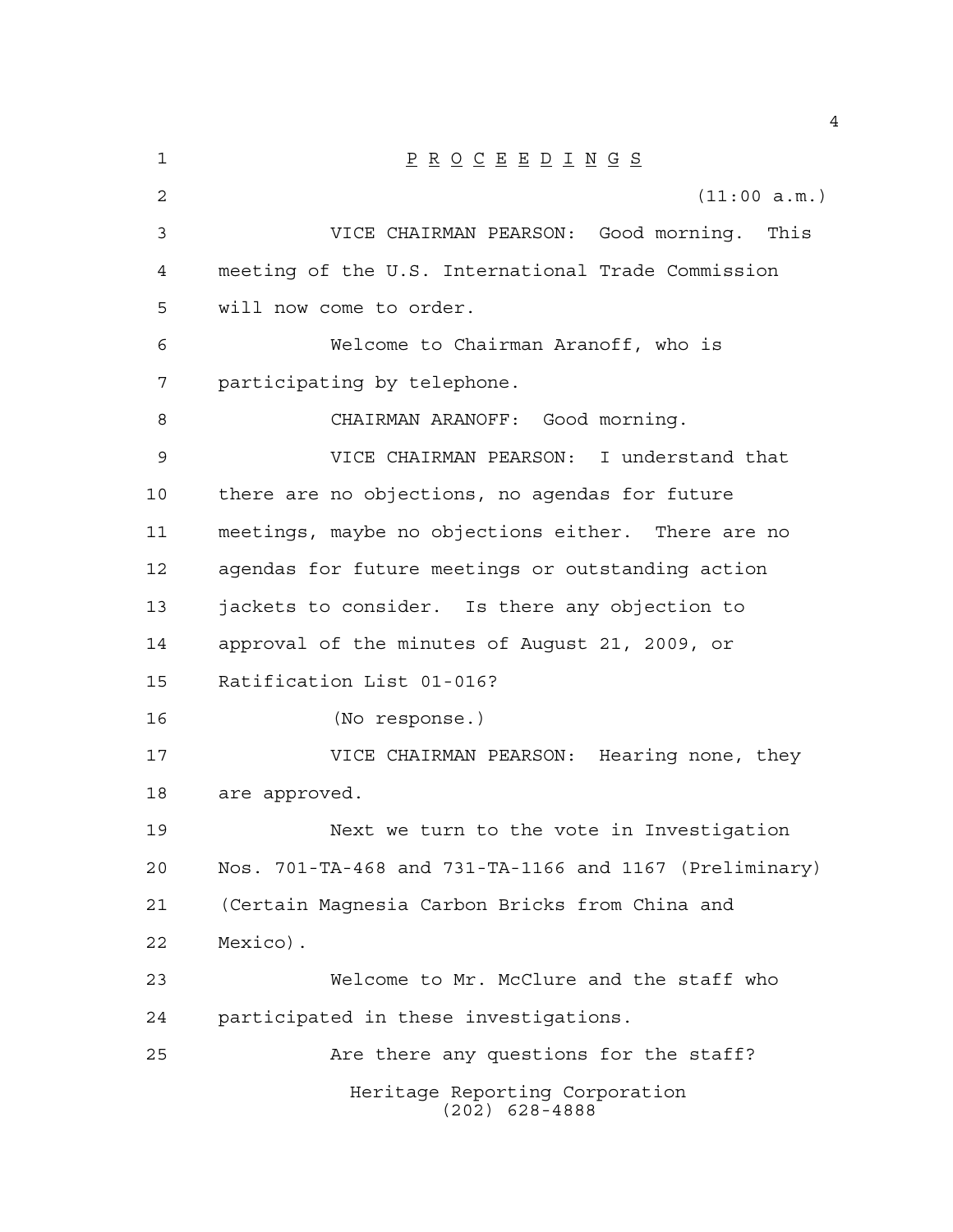P R O C E E D I N G S

(11:00 a.m.)

VICE CHAIRMAN PEARSON: Good morning. This meeting of the U.S. International Trade Commission will now come to order.

Welcome to Chairman Aranoff, who is participating by telephone.

CHAIRMAN ARANOFF: Good morning.

VICE CHAIRMAN PEARSON: I understand that there are no objections, no agendas for future meetings, maybe no objections either. There are no agendas for future meetings or outstanding action jackets to consider. Is there any objection to approval of the minutes of August 21, 2009, or Ratification List 01-016?

(No response.)

VICE CHAIRMAN PEARSON: Hearing none, they are approved.

Next we turn to the vote in Investigation Nos. 701-TA-468 and 731-TA-1166 and 1167 (Preliminary) (Certain Magnesia Carbon Bricks from China and Mexico).

Welcome to Mr. McClure and the staff who participated in these investigations.

Are there any questions for the staff?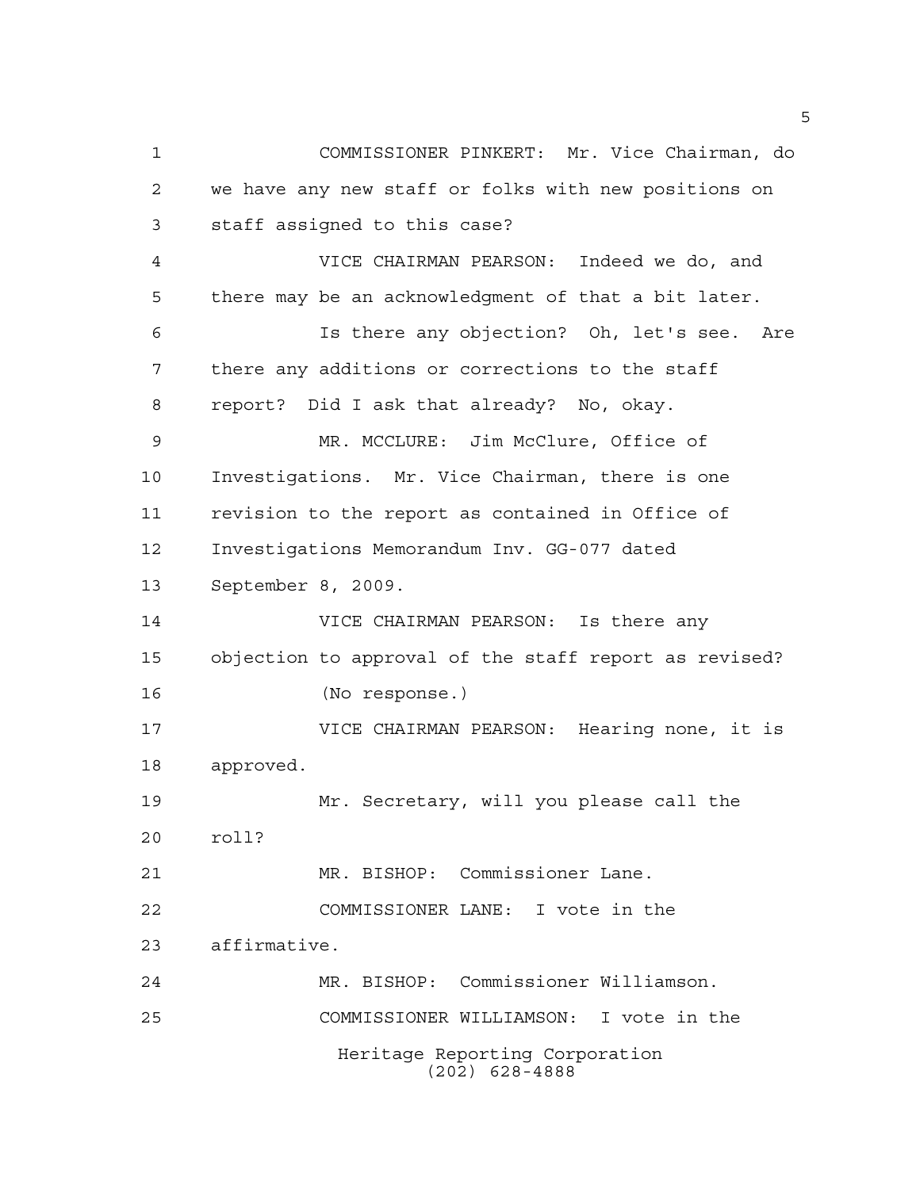COMMISSIONER PINKERT: Mr. Vice Chairman, do we have any new staff or folks with new positions on staff assigned to this case?

VICE CHAIRMAN PEARSON: Indeed we do, and there may be an acknowledgment of that a bit later.

Is there any objection? Oh, let's see. Are there any additions or corrections to the staff report? Did I ask that already? No, okay.

MR. MCCLURE: Jim McClure, Office of Investigations. Mr. Vice Chairman, there is one revision to the report as contained in Office of Investigations Memorandum Inv. GG-077 dated September 8, 2009.

VICE CHAIRMAN PEARSON: Is there any objection to approval of the staff report as revised?

(No response.)

VICE CHAIRMAN PEARSON: Hearing none, it is approved.

Mr. Secretary, will you please call the roll?

MR. BISHOP: Commissioner Lane.

COMMISSIONER LANE: I vote in the affirmative.

MR. BISHOP: Commissioner Williamson.

COMMISSIONER WILLIAMSON: I vote in the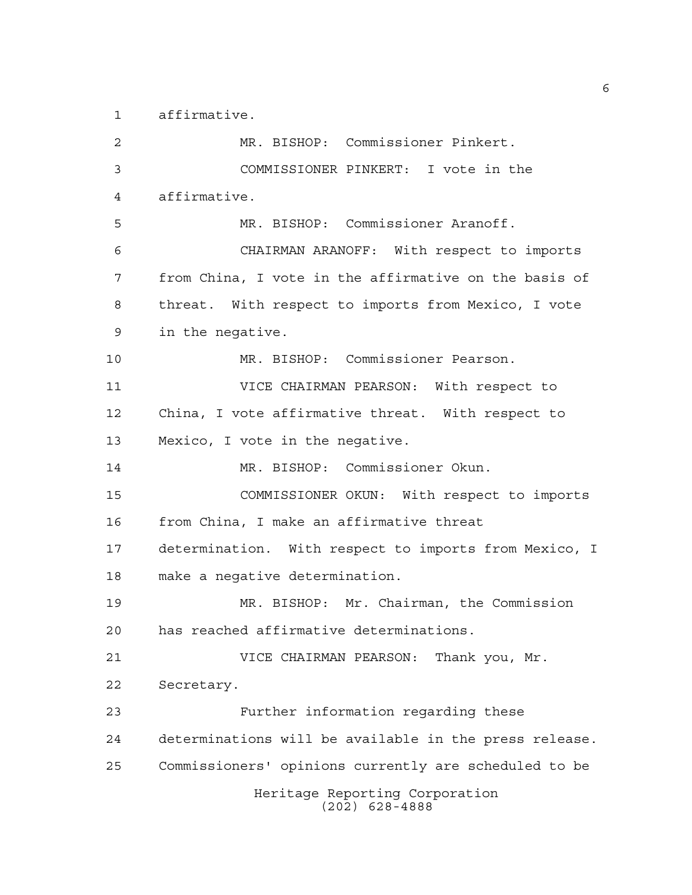affirmative.

MR. BISHOP: Commissioner Pinkert.

COMMISSIONER PINKERT: I vote in the affirmative.

MR. BISHOP: Commissioner Aranoff.

CHAIRMAN ARANOFF: With respect to imports from China, I vote in the affirmative on the basis of threat. With respect to imports from Mexico, I vote in the negative.

MR. BISHOP: Commissioner Pearson.

VICE CHAIRMAN PEARSON: With respect to China, I vote affirmative threat. With respect to Mexico, I vote in the negative.

MR. BISHOP: Commissioner Okun.

COMMISSIONER OKUN: With respect to imports from China, I make an affirmative threat determination. With respect to imports from Mexico, I make a negative determination.

MR. BISHOP: Mr. Chairman, the Commission has reached affirmative determinations.

VICE CHAIRMAN PEARSON: Thank you, Mr. Secretary.

Further information regarding these determinations will be available in the press release. Commissioners' opinions currently are scheduled to be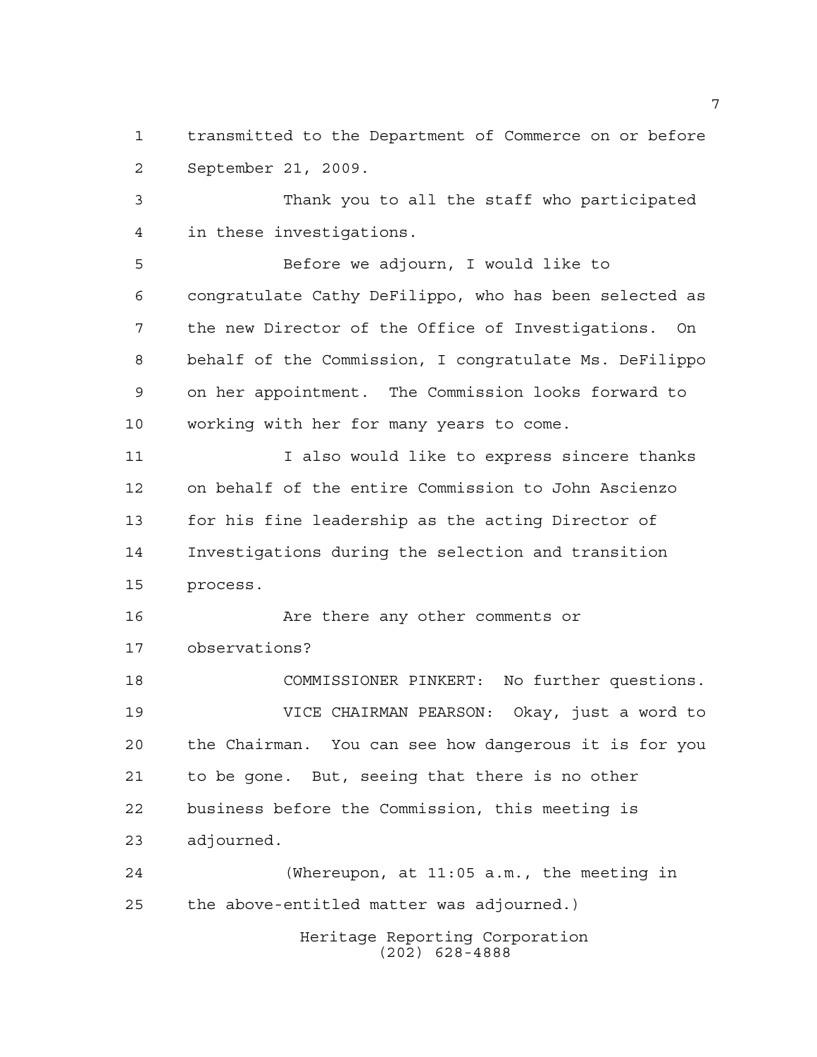transmitted to the Department of Commerce on or before September 21, 2009.

Thank you to all the staff who participated in these investigations.

Before we adjourn, I would like to congratulate Cathy DeFilippo, who has been selected as the new Director of the Office of Investigations. On behalf of the Commission, I congratulate Ms. DeFilippo on her appointment. The Commission looks forward to working with her for many years to come.

I also would like to express sincere thanks on behalf of the entire Commission to John Ascienzo for his fine leadership as the acting Director of Investigations during the selection and transition process.

Are there any other comments or observations?

COMMISSIONER PINKERT: No further questions.

VICE CHAIRMAN PEARSON: Okay, just a word to the Chairman. You can see how dangerous it is for you to be gone. But, seeing that there is no other business before the Commission, this meeting is adjourned.

(Whereupon, at 11:05 a.m., the meeting in the above-entitled matter was adjourned.)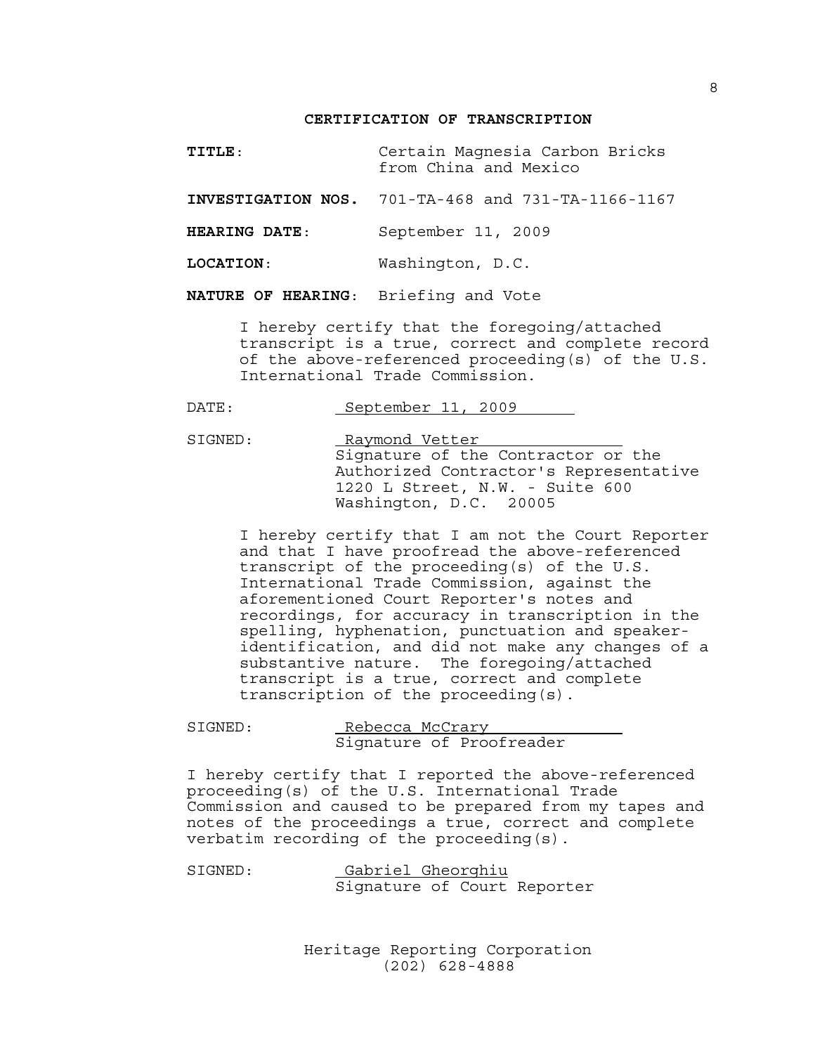**CERTIFICATION OF TRANSCRIPTION**

**TITLE**: Certain Magnesia Carbon Bricks from China and Mexico

**INVESTIGATION NOS.** 701-TA-468 and 731-TA-1166-1167

**HEARING DATE**: September 11, 2009

**LOCATION**: Washington, D.C.

**NATURE OF HEARING**: Briefing and Vote

I hereby certify that the foregoing/attached transcript is a true, correct and complete record of the above-referenced proceeding(s) of the U.S. International Trade Commission.

DATE: September 11, 2009

SIGNED: Raymond Vetter
Signature of the Contractor or the Authorized Contractor's Representative
1220 L Street, N.W. - Suite 600
Washington, D.C. 20005

I hereby certify that I am not the Court Reporter and that I have proofread the above-referenced transcript of the proceeding(s) of the U.S. International Trade Commission, against the aforementioned Court Reporter's notes and recordings, for accuracy in transcription in the spelling, hyphenation, punctuation and speaker-identification, and did not make any changes of a substantive nature. The foregoing/attached transcript is a true, correct and complete transcription of the proceeding(s).

SIGNED: Rebecca McCrary
Signature of Proofreader

I hereby certify that I reported the above-referenced proceeding(s) of the U.S. International Trade Commission and caused to be prepared from my tapes and notes of the proceedings a true, correct and complete verbatim recording of the proceeding(s).

SIGNED: Gabriel Gheorghiu
Signature of Court Reporter

Heritage Reporting Corporation
(202) 628-4888